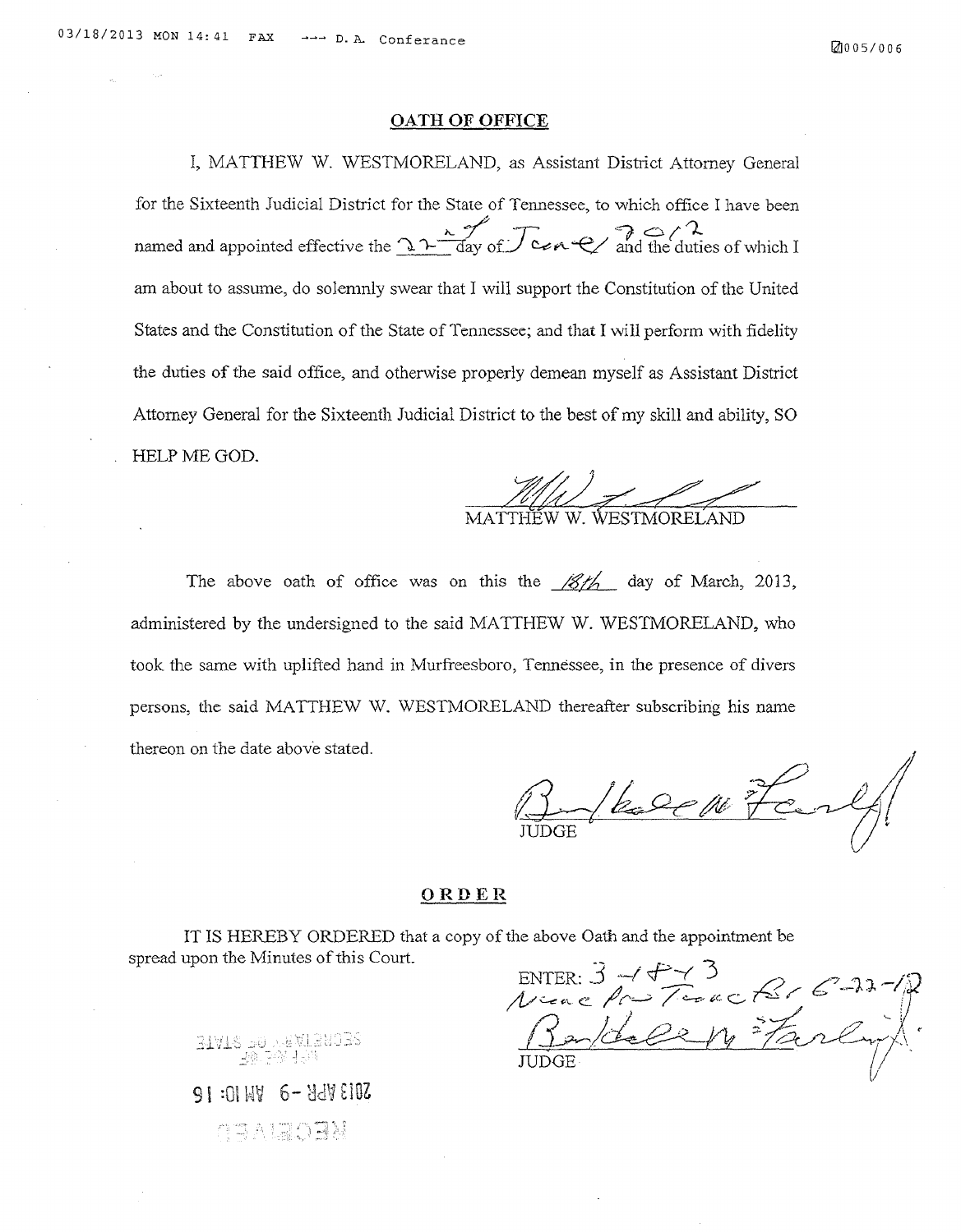## OATH OF OFFICE

I, MATTHEW W. WESTMORELAND, as Assistant District Attorney General for the Sixteenth Judicial District for the State of Tennessee, to which office I have been named and appointed effective the 22nd day of June 2012 and the duties of which I am about to assume, do solemnly swear that I will support the Constitution of the United States and the Constitution of the State of Tennessee; and that I will perform with fidelity the duties of the said office, and otherwise properly demean myself as Assistant District Attorney General for the Sixteenth Judicial District to the best of my skill and ability, SO HELP ME GOD.

MATTHEW W. WESTMORELAND

The above oath of office was on this the 18th day of March, 2013, administered by the undersigned to the said MATTHEW W. WESTMORELAND, who took the same with uplifted hand in Murfreesboro, Tennessee, in the presence of divers persons, the said MATTHEW W. WESTMORELAND thereafter subscribing his name thereon on the date above stated.

JUDGE

## ORDER

IT IS HEREBY ORDERED that a copy of the above Oath and the appointment be spread upon the Minutes of this Court.

ENTER: 3-18-13
Nunc Pro Tunc 6-22-12

JUDGE

SECRETARY OF STATE

2013 APR -9 AM 10:16

RECEIVED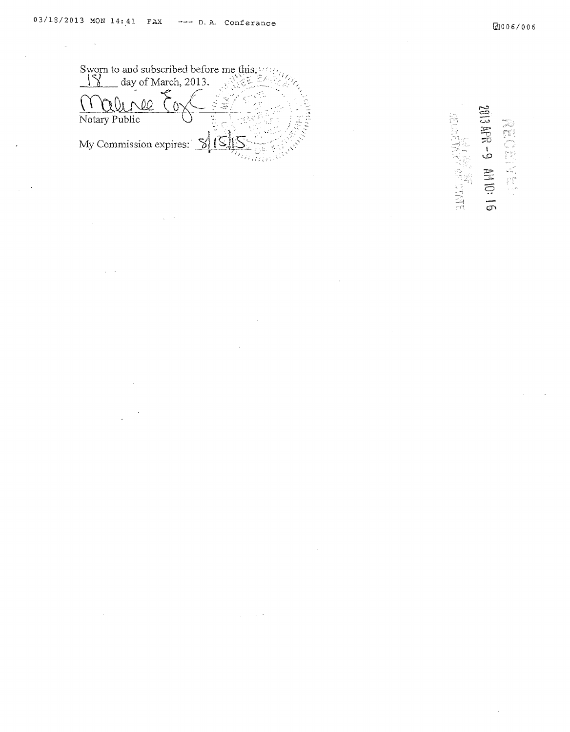Sworn to and subscribed before me this, 18 day of March, 2013.

Malinee Fox

Notary Public

My Commission expires: 8/15/15

RECEIVED

2013 APR -9 AM 10: 16

SECRETARY OF STATE